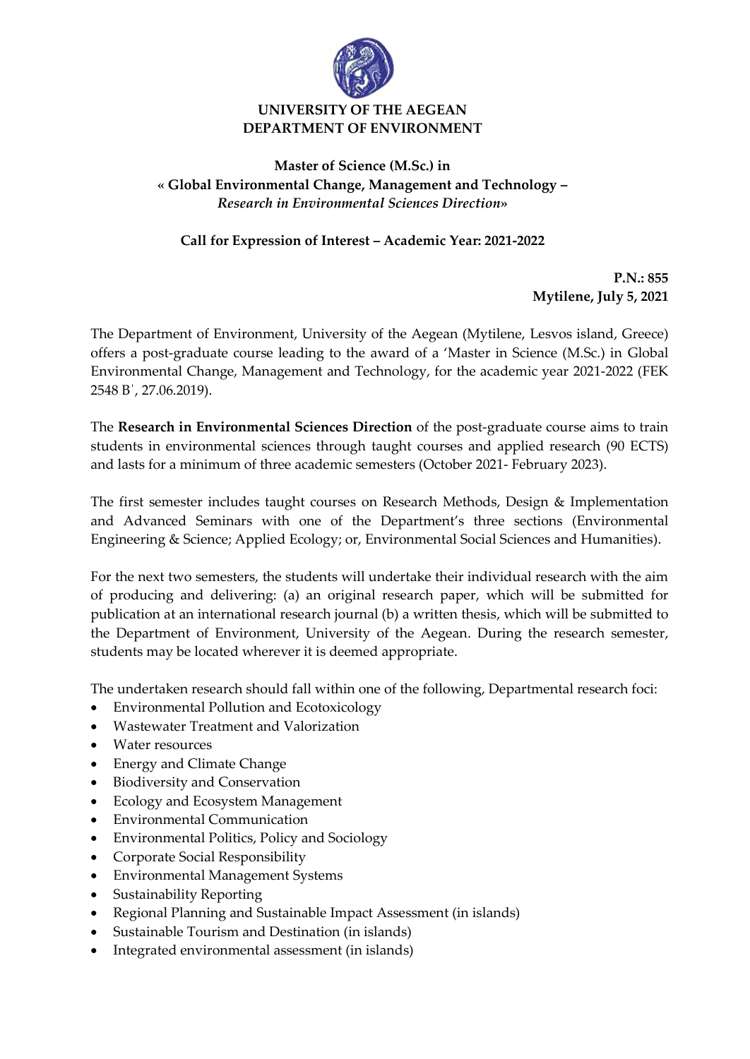**UNIVERSITY OF THE AEGEAN**
**DEPARTMENT OF ENVIRONMENT**

# Master of Science (M.Sc.) in « Global Environmental Change, Management and Technology – *Research in Environmental Sciences Direction*»

## Call for Expression of Interest – Academic Year: 2021-2022

**P.N.: 855**
**Mytilene, July 5, 2021**

The Department of Environment, University of the Aegean (Mytilene, Lesvos island, Greece) offers a post-graduate course leading to the award of a 'Master in Science (M.Sc.) in Global Environmental Change, Management and Technology, for the academic year 2021-2022 (FEK 2548 Β΄, 27.06.2019).

The **Research in Environmental Sciences Direction** of the post-graduate course aims to train students in environmental sciences through taught courses and applied research (90 ECTS) and lasts for a minimum of three academic semesters (October 2021- February 2023).

The first semester includes taught courses on Research Methods, Design & Implementation and Advanced Seminars with one of the Department's three sections (Environmental Engineering & Science; Applied Ecology; or, Environmental Social Sciences and Humanities).

For the next two semesters, the students will undertake their individual research with the aim of producing and delivering: (a) an original research paper, which will be submitted for publication at an international research journal (b) a written thesis, which will be submitted to the Department of Environment, University of the Aegean. During the research semester, students may be located wherever it is deemed appropriate.

The undertaken research should fall within one of the following, Departmental research foci:

- Environmental Pollution and Ecotoxicology
- Wastewater Treatment and Valorization
- Water resources
- Energy and Climate Change
- Biodiversity and Conservation
- Ecology and Ecosystem Management
- Environmental Communication
- Environmental Politics, Policy and Sociology
- Corporate Social Responsibility
- Environmental Management Systems
- Sustainability Reporting
- Regional Planning and Sustainable Impact Assessment (in islands)
- Sustainable Tourism and Destination (in islands)
- Integrated environmental assessment (in islands)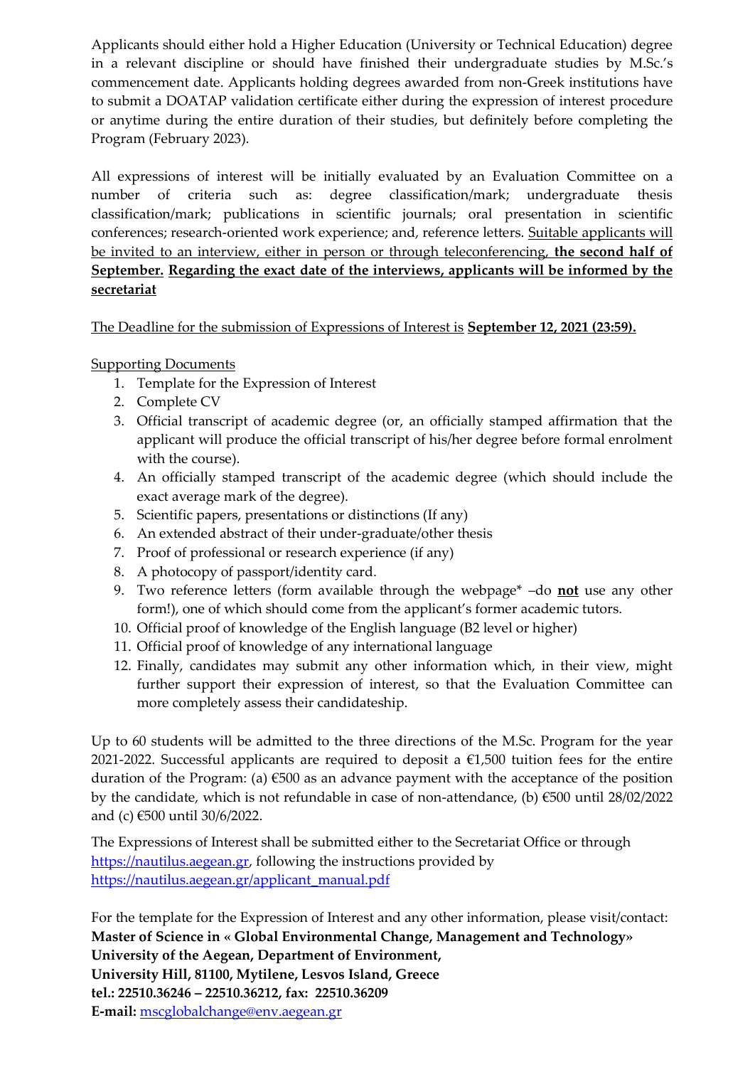Applicants should either hold a Higher Education (University or Technical Education) degree in a relevant discipline or should have finished their undergraduate studies by M.Sc.'s commencement date. Applicants holding degrees awarded from non-Greek institutions have to submit a DOATAP validation certificate either during the expression of interest procedure or anytime during the entire duration of their studies, but definitely before completing the Program (February 2023).

All expressions of interest will be initially evaluated by an Evaluation Committee on a number of criteria such as: degree classification/mark; undergraduate thesis classification/mark; publications in scientific journals; oral presentation in scientific conferences; research-oriented work experience; and, reference letters. Suitable applicants will be invited to an interview, either in person or through teleconferencing, **the second half of September.** **Regarding the exact date of the interviews, applicants will be informed by the secretariat**

The Deadline for the submission of Expressions of Interest is **September 12, 2021 (23:59).**

Supporting Documents

1. Template for the Expression of Interest
2. Complete CV
3. Official transcript of academic degree (or, an officially stamped affirmation that the applicant will produce the official transcript of his/her degree before formal enrolment with the course).
4. An officially stamped transcript of the academic degree (which should include the exact average mark of the degree).
5. Scientific papers, presentations or distinctions (If any)
6. An extended abstract of their under-graduate/other thesis
7. Proof of professional or research experience (if any)
8. A photocopy of passport/identity card.
9. Two reference letters (form available through the webpage* –do **not** use any other form!), one of which should come from the applicant's former academic tutors.
10. Official proof of knowledge of the English language (B2 level or higher)
11. Official proof of knowledge of any international language
12. Finally, candidates may submit any other information which, in their view, might further support their expression of interest, so that the Evaluation Committee can more completely assess their candidateship.

Up to 60 students will be admitted to the three directions of the M.Sc. Program for the year 2021-2022. Successful applicants are required to deposit a €1,500 tuition fees for the entire duration of the Program: (a) €500 as an advance payment with the acceptance of the position by the candidate, which is not refundable in case of non-attendance, (b) €500 until 28/02/2022 and (c) €500 until 30/6/2022.

The Expressions of Interest shall be submitted either to the Secretariat Office or through https://nautilus.aegean.gr, following the instructions provided by https://nautilus.aegean.gr/applicant_manual.pdf

For the template for the Expression of Interest and any other information, please visit/contact:
**Master of Science in « Global Environmental Change, Management and Technology»**
**University of the Aegean, Department of Environment,**
**University Hill, 81100, Mytilene, Lesvos Island, Greece**
**tel.: 22510.36246 – 22510.36212, fax: 22510.36209**
**E-mail:** mscglobalchange@env.aegean.gr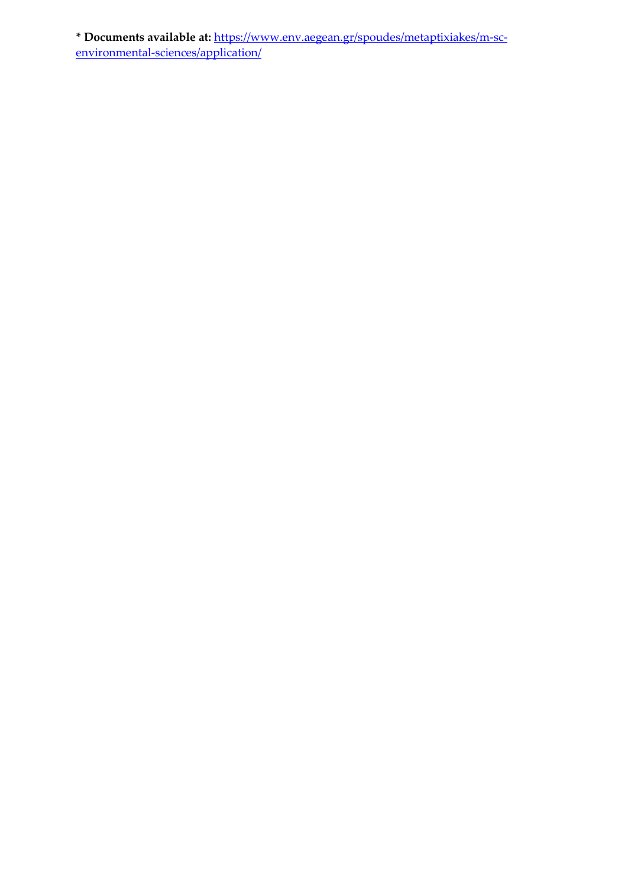**\* Documents available at:** [https://www.env.aegean.gr/spoudes/metaptixiakes/m-sc-environmental-sciences/application/](https://www.env.aegean.gr/spoudes/metaptixiakes/m-sc-environmental-sciences/application/)